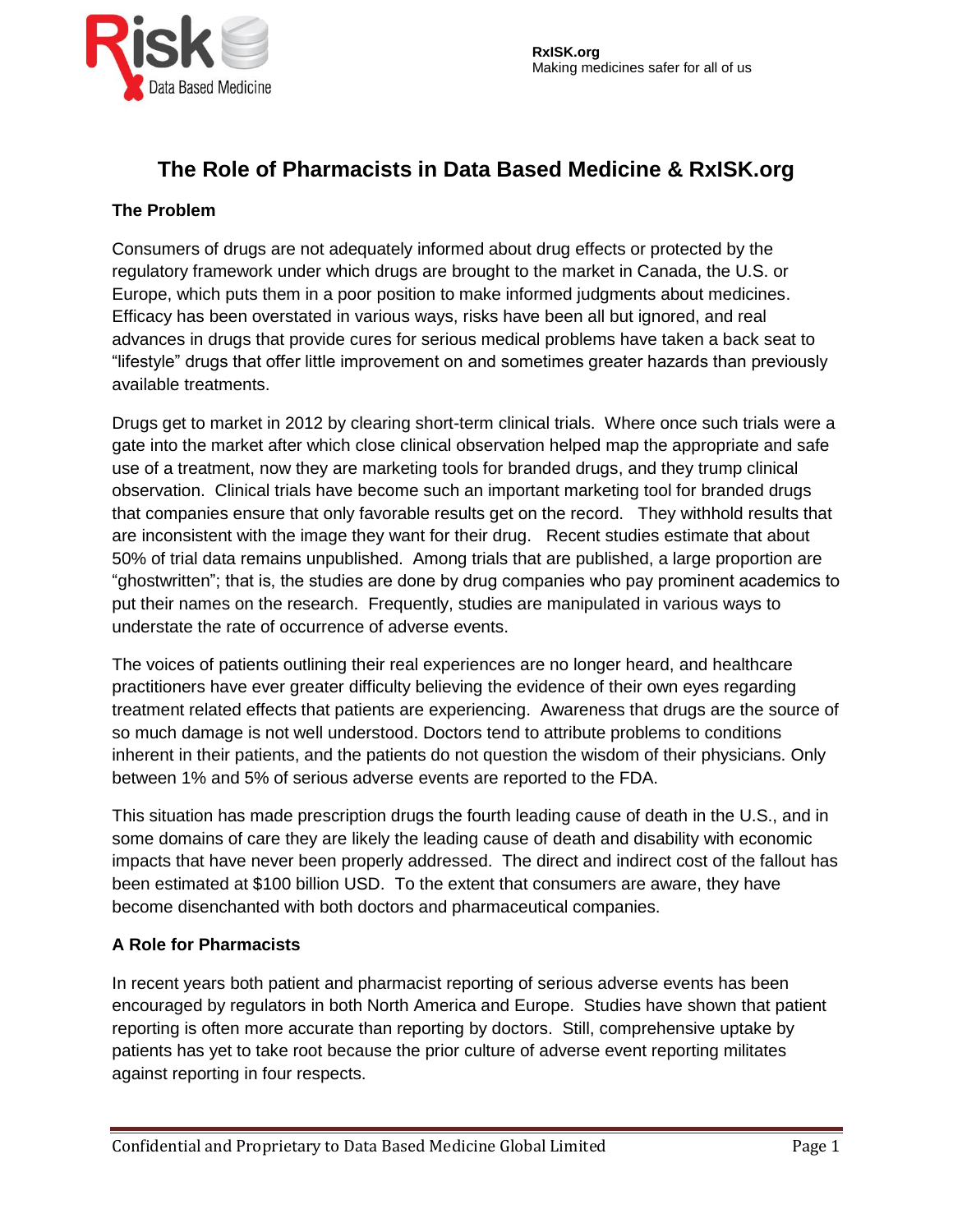RxISK.org
Making medicines safer for all of us

# The Role of Pharmacists in Data Based Medicine & RxISK.org

## The Problem

Consumers of drugs are not adequately informed about drug effects or protected by the regulatory framework under which drugs are brought to the market in Canada, the U.S. or Europe, which puts them in a poor position to make informed judgments about medicines. Efficacy has been overstated in various ways, risks have been all but ignored, and real advances in drugs that provide cures for serious medical problems have taken a back seat to "lifestyle" drugs that offer little improvement on and sometimes greater hazards than previously available treatments.

Drugs get to market in 2012 by clearing short-term clinical trials. Where once such trials were a gate into the market after which close clinical observation helped map the appropriate and safe use of a treatment, now they are marketing tools for branded drugs, and they trump clinical observation. Clinical trials have become such an important marketing tool for branded drugs that companies ensure that only favorable results get on the record. They withhold results that are inconsistent with the image they want for their drug. Recent studies estimate that about 50% of trial data remains unpublished. Among trials that are published, a large proportion are "ghostwritten"; that is, the studies are done by drug companies who pay prominent academics to put their names on the research. Frequently, studies are manipulated in various ways to understate the rate of occurrence of adverse events.

The voices of patients outlining their real experiences are no longer heard, and healthcare practitioners have ever greater difficulty believing the evidence of their own eyes regarding treatment related effects that patients are experiencing. Awareness that drugs are the source of so much damage is not well understood. Doctors tend to attribute problems to conditions inherent in their patients, and the patients do not question the wisdom of their physicians. Only between 1% and 5% of serious adverse events are reported to the FDA.

This situation has made prescription drugs the fourth leading cause of death in the U.S., and in some domains of care they are likely the leading cause of death and disability with economic impacts that have never been properly addressed. The direct and indirect cost of the fallout has been estimated at $100 billion USD. To the extent that consumers are aware, they have become disenchanted with both doctors and pharmaceutical companies.

## A Role for Pharmacists

In recent years both patient and pharmacist reporting of serious adverse events has been encouraged by regulators in both North America and Europe. Studies have shown that patient reporting is often more accurate than reporting by doctors. Still, comprehensive uptake by patients has yet to take root because the prior culture of adverse event reporting militates against reporting in four respects.

Confidential and Proprietary to Data Based Medicine Global Limited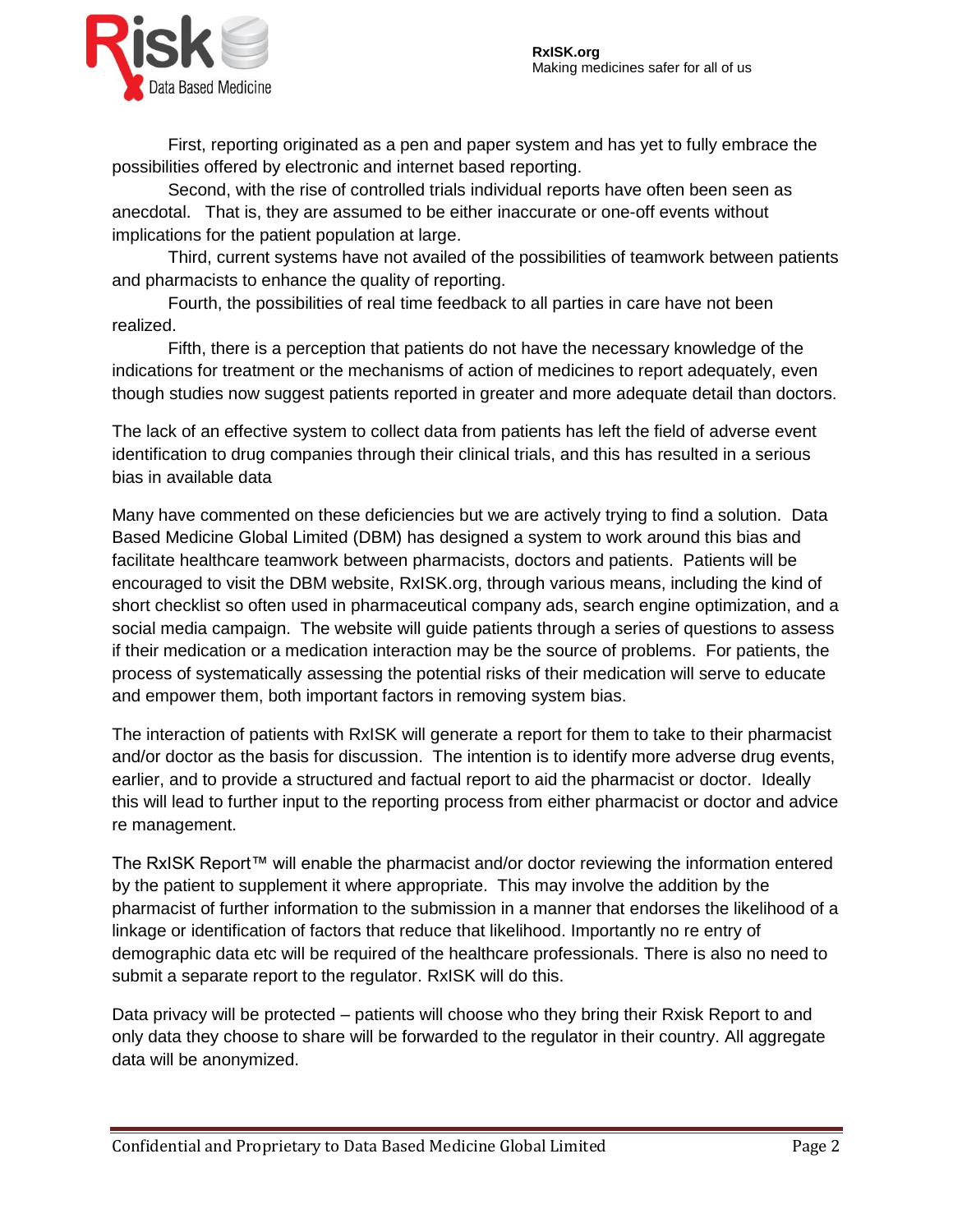First, reporting originated as a pen and paper system and has yet to fully embrace the possibilities offered by electronic and internet based reporting.

Second, with the rise of controlled trials individual reports have often been seen as anecdotal. That is, they are assumed to be either inaccurate or one-off events without implications for the patient population at large.

Third, current systems have not availed of the possibilities of teamwork between patients and pharmacists to enhance the quality of reporting.

Fourth, the possibilities of real time feedback to all parties in care have not been realized.

Fifth, there is a perception that patients do not have the necessary knowledge of the indications for treatment or the mechanisms of action of medicines to report adequately, even though studies now suggest patients reported in greater and more adequate detail than doctors.

The lack of an effective system to collect data from patients has left the field of adverse event identification to drug companies through their clinical trials, and this has resulted in a serious bias in available data

Many have commented on these deficiencies but we are actively trying to find a solution. Data Based Medicine Global Limited (DBM) has designed a system to work around this bias and facilitate healthcare teamwork between pharmacists, doctors and patients. Patients will be encouraged to visit the DBM website, RxISK.org, through various means, including the kind of short checklist so often used in pharmaceutical company ads, search engine optimization, and a social media campaign. The website will guide patients through a series of questions to assess if their medication or a medication interaction may be the source of problems. For patients, the process of systematically assessing the potential risks of their medication will serve to educate and empower them, both important factors in removing system bias.

The interaction of patients with RxISK will generate a report for them to take to their pharmacist and/or doctor as the basis for discussion. The intention is to identify more adverse drug events, earlier, and to provide a structured and factual report to aid the pharmacist or doctor. Ideally this will lead to further input to the reporting process from either pharmacist or doctor and advice re management.

The RxISK Report™ will enable the pharmacist and/or doctor reviewing the information entered by the patient to supplement it where appropriate. This may involve the addition by the pharmacist of further information to the submission in a manner that endorses the likelihood of a linkage or identification of factors that reduce that likelihood. Importantly no re entry of demographic data etc will be required of the healthcare professionals. There is also no need to submit a separate report to the regulator. RxISK will do this.

Data privacy will be protected – patients will choose who they bring their Rxisk Report to and only data they choose to share will be forwarded to the regulator in their country. All aggregate data will be anonymized.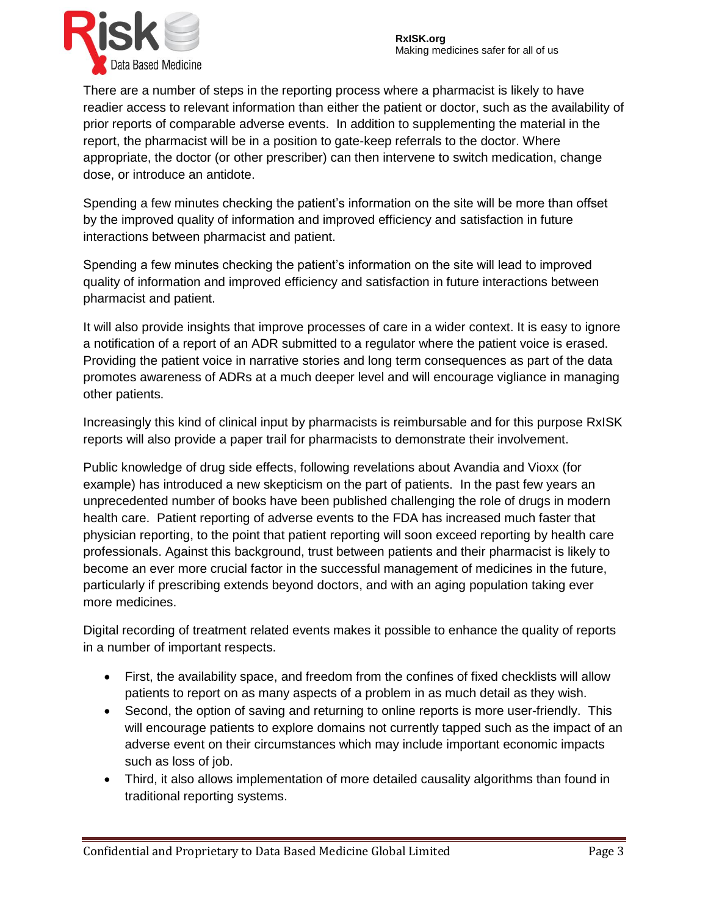There are a number of steps in the reporting process where a pharmacist is likely to have readier access to relevant information than either the patient or doctor, such as the availability of prior reports of comparable adverse events. In addition to supplementing the material in the report, the pharmacist will be in a position to gate-keep referrals to the doctor. Where appropriate, the doctor (or other prescriber) can then intervene to switch medication, change dose, or introduce an antidote.

Spending a few minutes checking the patient's information on the site will be more than offset by the improved quality of information and improved efficiency and satisfaction in future interactions between pharmacist and patient.

Spending a few minutes checking the patient's information on the site will lead to improved quality of information and improved efficiency and satisfaction in future interactions between pharmacist and patient.

It will also provide insights that improve processes of care in a wider context. It is easy to ignore a notification of a report of an ADR submitted to a regulator where the patient voice is erased. Providing the patient voice in narrative stories and long term consequences as part of the data promotes awareness of ADRs at a much deeper level and will encourage vigliance in managing other patients.

Increasingly this kind of clinical input by pharmacists is reimbursable and for this purpose RxISK reports will also provide a paper trail for pharmacists to demonstrate their involvement.

Public knowledge of drug side effects, following revelations about Avandia and Vioxx (for example) has introduced a new skepticism on the part of patients. In the past few years an unprecedented number of books have been published challenging the role of drugs in modern health care. Patient reporting of adverse events to the FDA has increased much faster that physician reporting, to the point that patient reporting will soon exceed reporting by health care professionals. Against this background, trust between patients and their pharmacist is likely to become an ever more crucial factor in the successful management of medicines in the future, particularly if prescribing extends beyond doctors, and with an aging population taking ever more medicines.

Digital recording of treatment related events makes it possible to enhance the quality of reports in a number of important respects.

- First, the availability space, and freedom from the confines of fixed checklists will allow patients to report on as many aspects of a problem in as much detail as they wish.
- Second, the option of saving and returning to online reports is more user-friendly. This will encourage patients to explore domains not currently tapped such as the impact of an adverse event on their circumstances which may include important economic impacts such as loss of job.
- Third, it also allows implementation of more detailed causality algorithms than found in traditional reporting systems.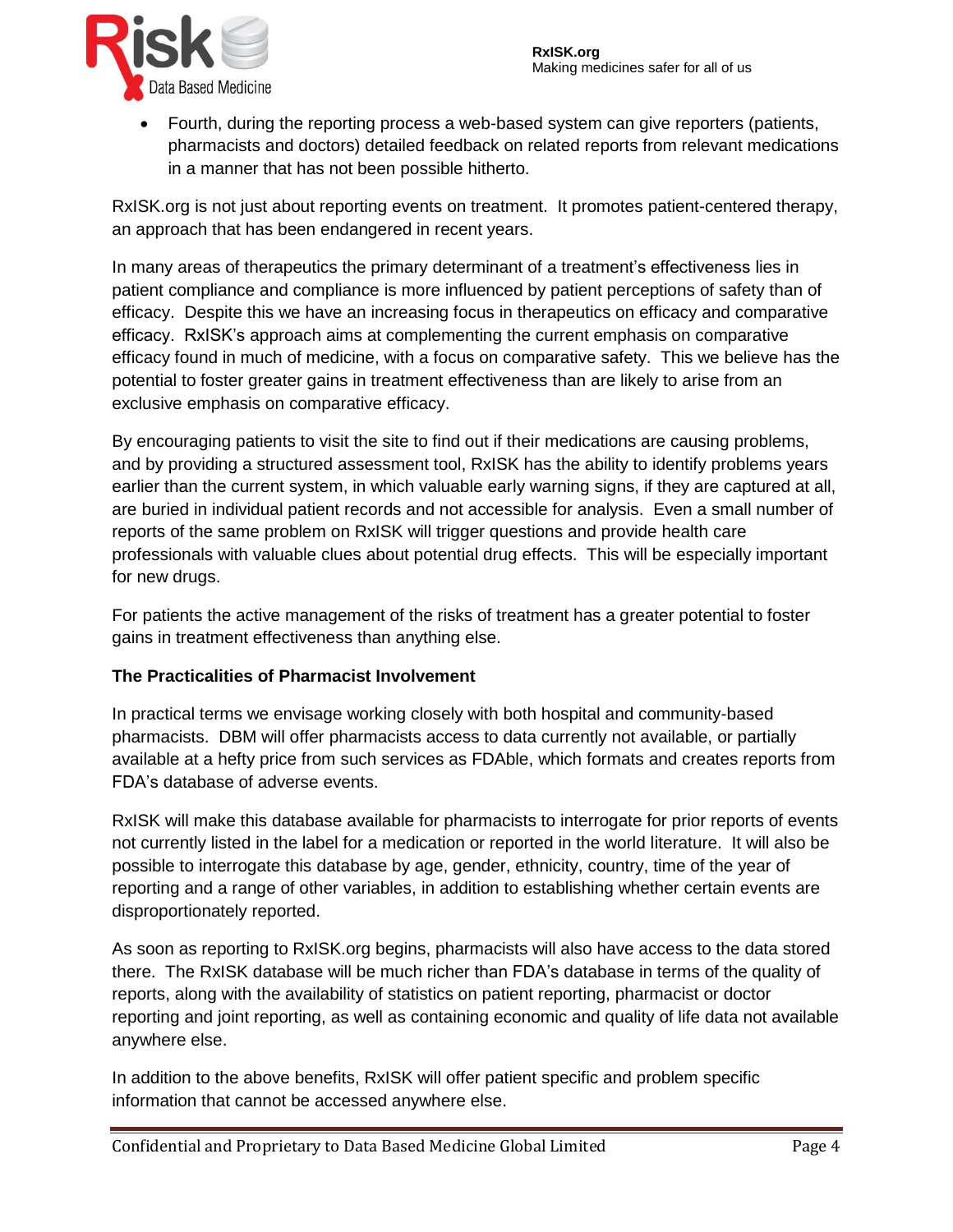- Fourth, during the reporting process a web-based system can give reporters (patients, pharmacists and doctors) detailed feedback on related reports from relevant medications in a manner that has not been possible hitherto.

RxISK.org is not just about reporting events on treatment. It promotes patient-centered therapy, an approach that has been endangered in recent years.

In many areas of therapeutics the primary determinant of a treatment's effectiveness lies in patient compliance and compliance is more influenced by patient perceptions of safety than of efficacy. Despite this we have an increasing focus in therapeutics on efficacy and comparative efficacy. RxISK's approach aims at complementing the current emphasis on comparative efficacy found in much of medicine, with a focus on comparative safety. This we believe has the potential to foster greater gains in treatment effectiveness than are likely to arise from an exclusive emphasis on comparative efficacy.

By encouraging patients to visit the site to find out if their medications are causing problems, and by providing a structured assessment tool, RxISK has the ability to identify problems years earlier than the current system, in which valuable early warning signs, if they are captured at all, are buried in individual patient records and not accessible for analysis. Even a small number of reports of the same problem on RxISK will trigger questions and provide health care professionals with valuable clues about potential drug effects. This will be especially important for new drugs.

For patients the active management of the risks of treatment has a greater potential to foster gains in treatment effectiveness than anything else.

**The Practicalities of Pharmacist Involvement**

In practical terms we envisage working closely with both hospital and community-based pharmacists. DBM will offer pharmacists access to data currently not available, or partially available at a hefty price from such services as FDAble, which formats and creates reports from FDA's database of adverse events.

RxISK will make this database available for pharmacists to interrogate for prior reports of events not currently listed in the label for a medication or reported in the world literature. It will also be possible to interrogate this database by age, gender, ethnicity, country, time of the year of reporting and a range of other variables, in addition to establishing whether certain events are disproportionately reported.

As soon as reporting to RxISK.org begins, pharmacists will also have access to the data stored there. The RxISK database will be much richer than FDA's database in terms of the quality of reports, along with the availability of statistics on patient reporting, pharmacist or doctor reporting and joint reporting, as well as containing economic and quality of life data not available anywhere else.

In addition to the above benefits, RxISK will offer patient specific and problem specific information that cannot be accessed anywhere else.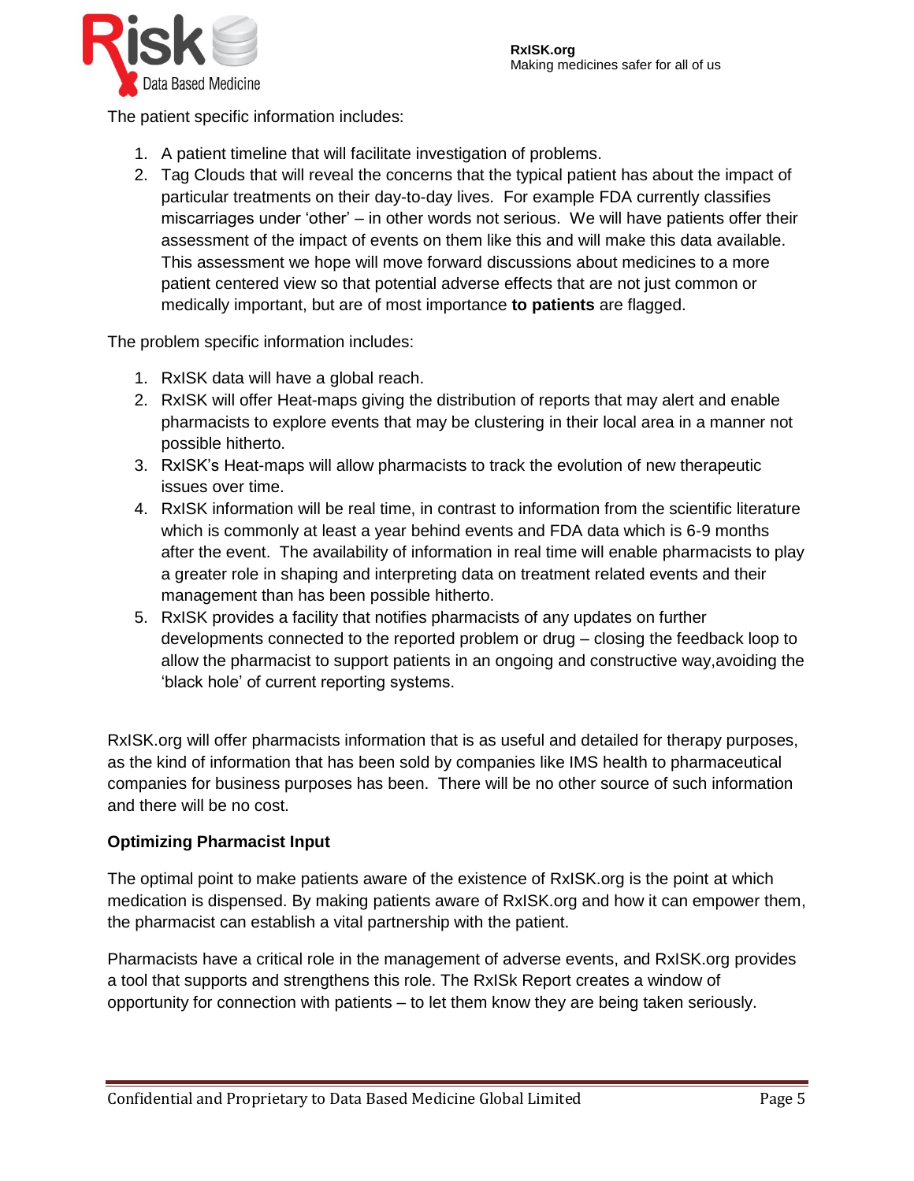The patient specific information includes:

1. A patient timeline that will facilitate investigation of problems.
2. Tag Clouds that will reveal the concerns that the typical patient has about the impact of particular treatments on their day-to-day lives. For example FDA currently classifies miscarriages under 'other' – in other words not serious. We will have patients offer their assessment of the impact of events on them like this and will make this data available. This assessment we hope will move forward discussions about medicines to a more patient centered view so that potential adverse effects that are not just common or medically important, but are of most importance **to patients** are flagged.

The problem specific information includes:

1. RxISK data will have a global reach.
2. RxISK will offer Heat-maps giving the distribution of reports that may alert and enable pharmacists to explore events that may be clustering in their local area in a manner not possible hitherto.
3. RxISK's Heat-maps will allow pharmacists to track the evolution of new therapeutic issues over time.
4. RxISK information will be real time, in contrast to information from the scientific literature which is commonly at least a year behind events and FDA data which is 6-9 months after the event. The availability of information in real time will enable pharmacists to play a greater role in shaping and interpreting data on treatment related events and their management than has been possible hitherto.
5. RxISK provides a facility that notifies pharmacists of any updates on further developments connected to the reported problem or drug – closing the feedback loop to allow the pharmacist to support patients in an ongoing and constructive way,avoiding the 'black hole' of current reporting systems.

RxISK.org will offer pharmacists information that is as useful and detailed for therapy purposes, as the kind of information that has been sold by companies like IMS health to pharmaceutical companies for business purposes has been. There will be no other source of such information and there will be no cost.

**Optimizing Pharmacist Input**

The optimal point to make patients aware of the existence of RxISK.org is the point at which medication is dispensed. By making patients aware of RxISK.org and how it can empower them, the pharmacist can establish a vital partnership with the patient.

Pharmacists have a critical role in the management of adverse events, and RxISK.org provides a tool that supports and strengthens this role. The RxISk Report creates a window of opportunity for connection with patients – to let them know they are being taken seriously.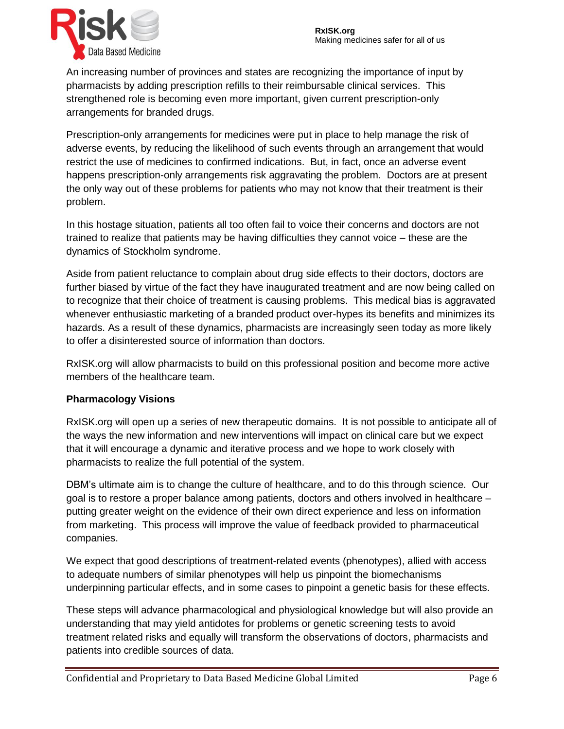An increasing number of provinces and states are recognizing the importance of input by pharmacists by adding prescription refills to their reimbursable clinical services. This strengthened role is becoming even more important, given current prescription-only arrangements for branded drugs.

Prescription-only arrangements for medicines were put in place to help manage the risk of adverse events, by reducing the likelihood of such events through an arrangement that would restrict the use of medicines to confirmed indications. But, in fact, once an adverse event happens prescription-only arrangements risk aggravating the problem. Doctors are at present the only way out of these problems for patients who may not know that their treatment is their problem.

In this hostage situation, patients all too often fail to voice their concerns and doctors are not trained to realize that patients may be having difficulties they cannot voice – these are the dynamics of Stockholm syndrome.

Aside from patient reluctance to complain about drug side effects to their doctors, doctors are further biased by virtue of the fact they have inaugurated treatment and are now being called on to recognize that their choice of treatment is causing problems. This medical bias is aggravated whenever enthusiastic marketing of a branded product over-hypes its benefits and minimizes its hazards. As a result of these dynamics, pharmacists are increasingly seen today as more likely to offer a disinterested source of information than doctors.

RxISK.org will allow pharmacists to build on this professional position and become more active members of the healthcare team.

**Pharmacology Visions**

RxISK.org will open up a series of new therapeutic domains. It is not possible to anticipate all of the ways the new information and new interventions will impact on clinical care but we expect that it will encourage a dynamic and iterative process and we hope to work closely with pharmacists to realize the full potential of the system.

DBM's ultimate aim is to change the culture of healthcare, and to do this through science. Our goal is to restore a proper balance among patients, doctors and others involved in healthcare – putting greater weight on the evidence of their own direct experience and less on information from marketing. This process will improve the value of feedback provided to pharmaceutical companies.

We expect that good descriptions of treatment-related events (phenotypes), allied with access to adequate numbers of similar phenotypes will help us pinpoint the biomechanisms underpinning particular effects, and in some cases to pinpoint a genetic basis for these effects.

These steps will advance pharmacological and physiological knowledge but will also provide an understanding that may yield antidotes for problems or genetic screening tests to avoid treatment related risks and equally will transform the observations of doctors, pharmacists and patients into credible sources of data.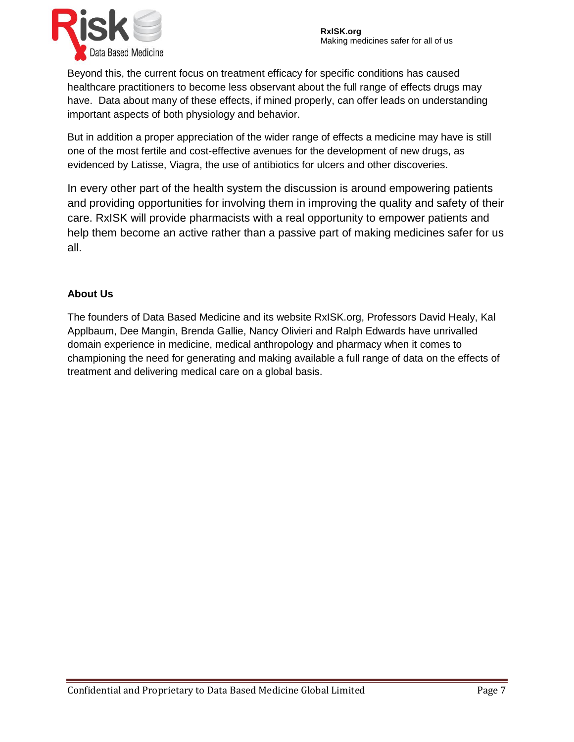Beyond this, the current focus on treatment efficacy for specific conditions has caused healthcare practitioners to become less observant about the full range of effects drugs may have. Data about many of these effects, if mined properly, can offer leads on understanding important aspects of both physiology and behavior.

But in addition a proper appreciation of the wider range of effects a medicine may have is still one of the most fertile and cost-effective avenues for the development of new drugs, as evidenced by Latisse, Viagra, the use of antibiotics for ulcers and other discoveries.

In every other part of the health system the discussion is around empowering patients and providing opportunities for involving them in improving the quality and safety of their care. RxISK will provide pharmacists with a real opportunity to empower patients and help them become an active rather than a passive part of making medicines safer for us all.

## About Us

The founders of Data Based Medicine and its website RxISK.org, Professors David Healy, Kal Applbaum, Dee Mangin, Brenda Gallie, Nancy Olivieri and Ralph Edwards have unrivalled domain experience in medicine, medical anthropology and pharmacy when it comes to championing the need for generating and making available a full range of data on the effects of treatment and delivering medical care on a global basis.